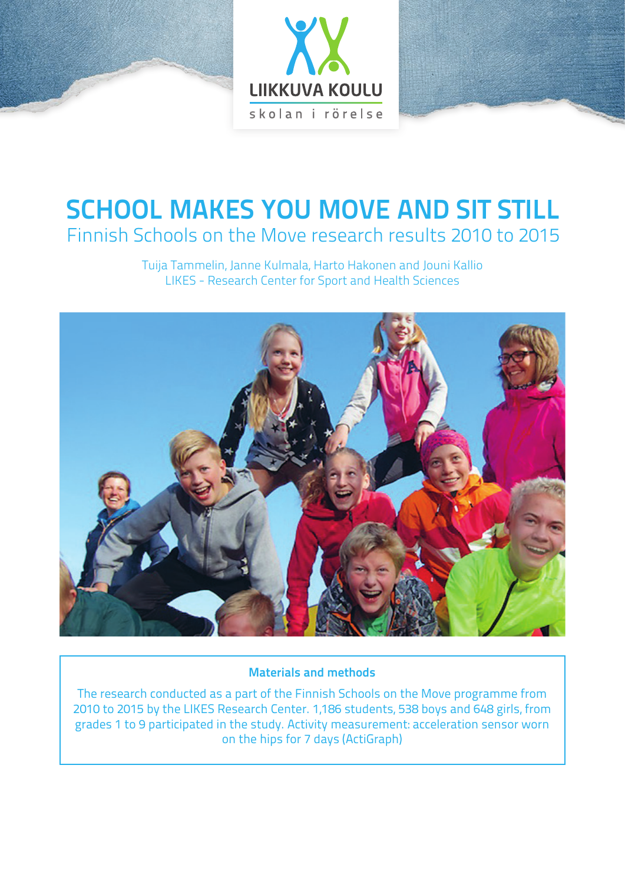LIIKKUVA KOULU

skolan i rörelse

# SCHOOL MAKES YOU MOVE AND SIT STILL

## Finnish Schools on the Move research results 2010 to 2015

Tuija Tammelin, Janne Kulmala, Harto Hakonen and Jouni Kallio
LIKES - Research Center for Sport and Health Sciences

**Materials and methods**

The research conducted as a part of the Finnish Schools on the Move programme from 2010 to 2015 by the LIKES Research Center. 1,186 students, 538 boys and 648 girls, from grades 1 to 9 participated in the study. Activity measurement: acceleration sensor worn on the hips for 7 days (ActiGraph)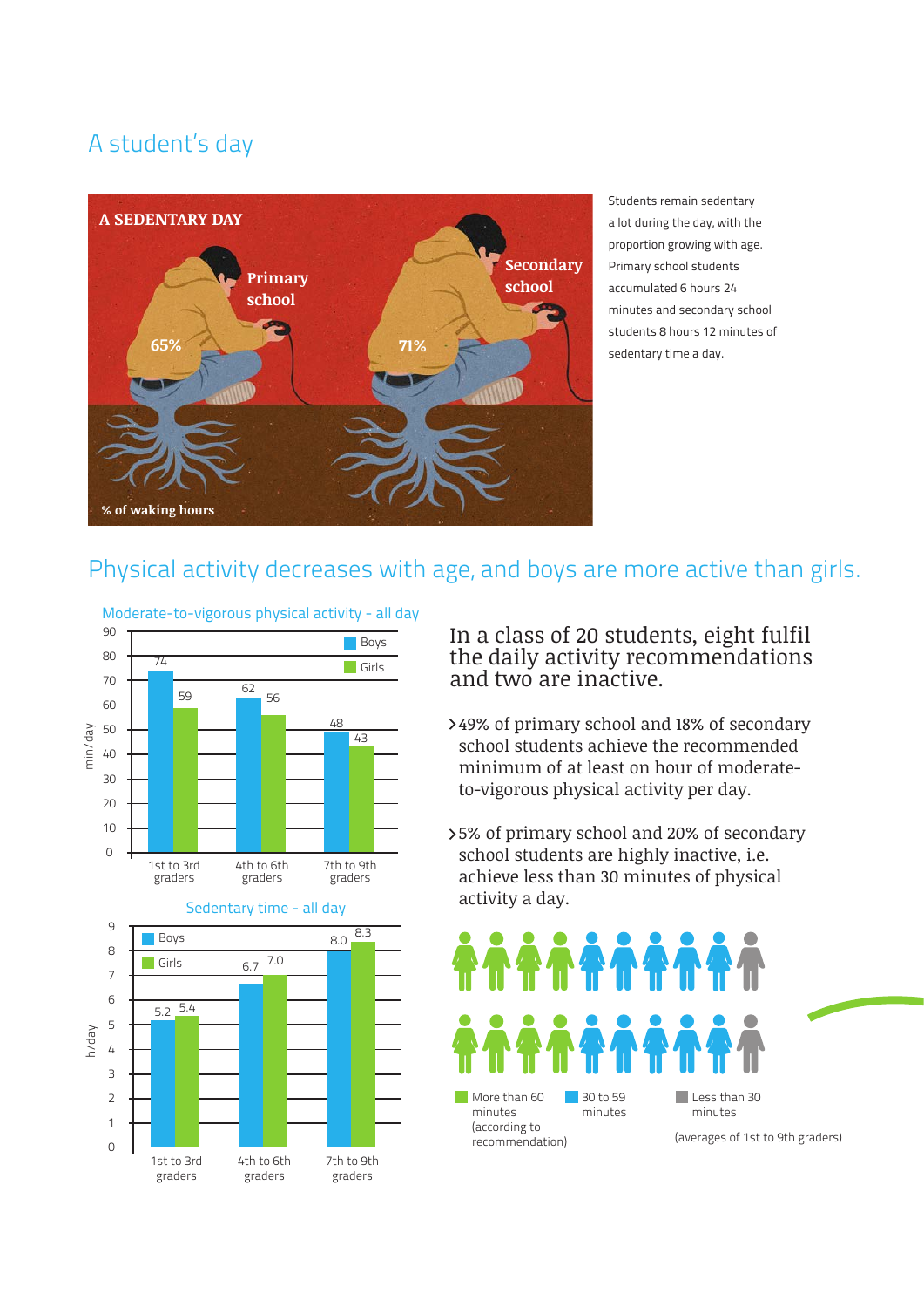# A student's day

**A SEDENTARY DAY**

Primary school: 65%

Secondary school: 71%

% of waking hours

Students remain sedentary a lot during the day, with the proportion growing with age. Primary school students accumulated 6 hours 24 minutes and secondary school students 8 hours 12 minutes of sedentary time a day.

## Physical activity decreases with age, and boys are more active than girls.

### Moderate-to-vigorous physical activity - all day

| min/day | Boys | Girls |
|---|---|---|
| 1st to 3rd graders | 74 | 59 |
| 4th to 6th graders | 62 | 56 |
| 7th to 9th graders | 48 | 43 |

### Sedentary time - all day

| h/day | Boys | Girls |
|---|---|---|
| 1st to 3rd graders | 5.2 | 5.4 |
| 4th to 6th graders | 6.7 | 7.0 |
| 7th to 9th graders | 8.0 | 8.3 |

In a class of 20 students, eight fulfil the daily activity recommendations and two are inactive.

- 49% of primary school and 18% of secondary school students achieve the recommended minimum of at least on hour of moderate-to-vigorous physical activity per day.
- 5% of primary school and 20% of secondary school students are highly inactive, i.e. achieve less than 30 minutes of physical activity a day.

More than 60 minutes (according to recommendation) | 30 to 59 minutes | Less than 30 minutes

(averages of 1st to 9th graders)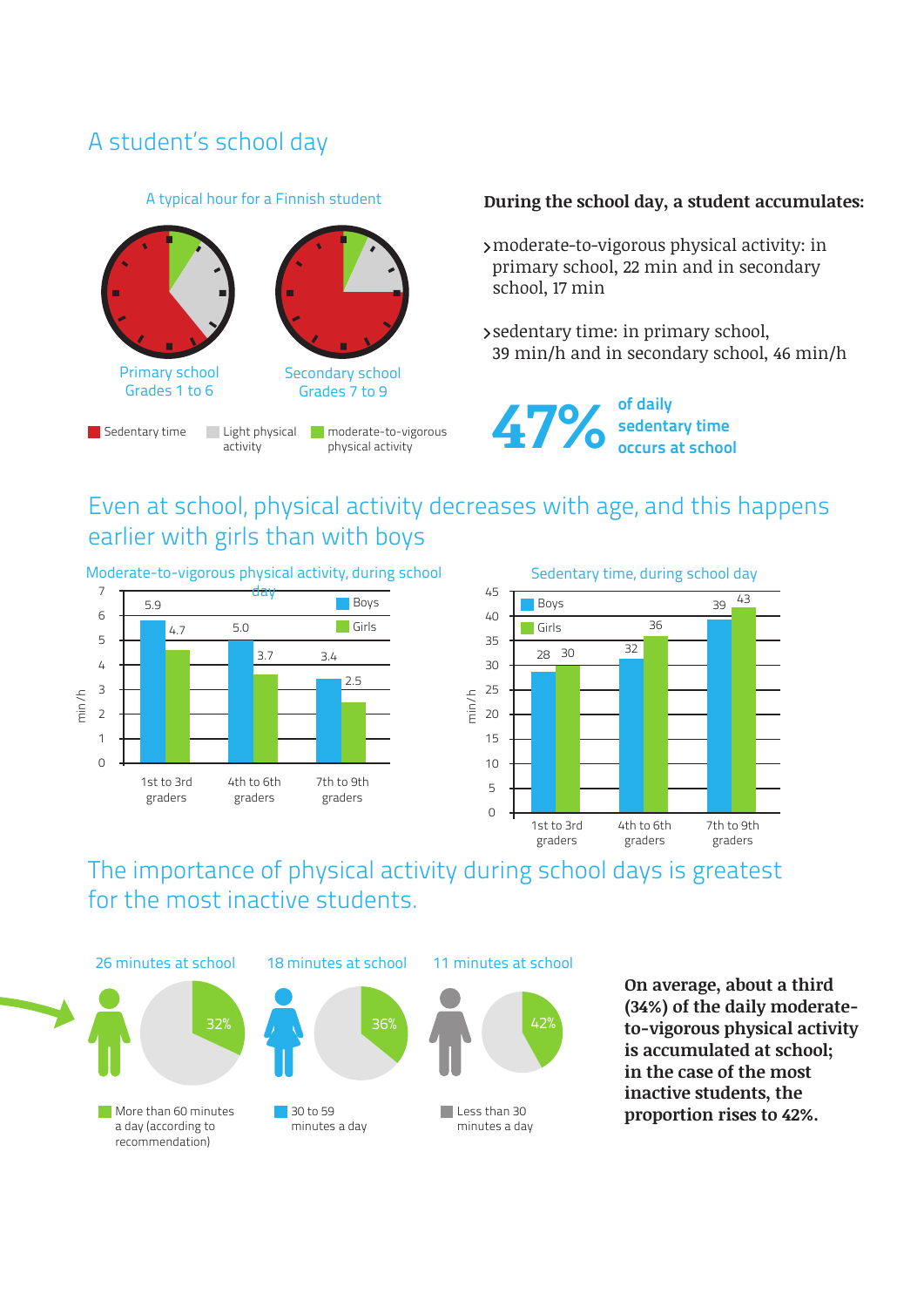# A student's school day

A typical hour for a Finnish student

Primary school
Grades 1 to 6

Secondary school
Grades 7 to 9

Sedentary time | Light physical activity | moderate-to-vigorous physical activity

**During the school day, a student accumulates:**

- moderate-to-vigorous physical activity: in primary school, 22 min and in secondary school, 17 min
- sedentary time: in primary school, 39 min/h and in secondary school, 46 min/h

**47%** of daily sedentary time occurs at school

## Even at school, physical activity decreases with age, and this happens earlier with girls than with boys

Moderate-to-vigorous physical activity, during school day (min/h)

| | Boys | Girls |
|---|---|---|
| 1st to 3rd graders | 5.9 | 4.7 |
| 4th to 6th graders | 5.0 | 3.7 |
| 7th to 9th graders | 3.4 | 2.5 |

Sedentary time, during school day (min/h)

| | Boys | Girls |
|---|---|---|
| 1st to 3rd graders | 28 | 30 |
| 4th to 6th graders | 32 | 36 |
| 7th to 9th graders | 39 | 43 |

## The importance of physical activity during school days is greatest for the most inactive students.

| | Minutes at school | Share |
|---|---|---|
| More than 60 minutes a day (according to recommendation) | 26 minutes at school | 32% |
| 30 to 59 minutes a day | 18 minutes at school | 36% |
| Less than 30 minutes a day | 11 minutes at school | 42% |

**On average, about a third (34%) of the daily moderate-to-vigorous physical activity is accumulated at school; in the case of the most inactive students, the proportion rises to 42%.**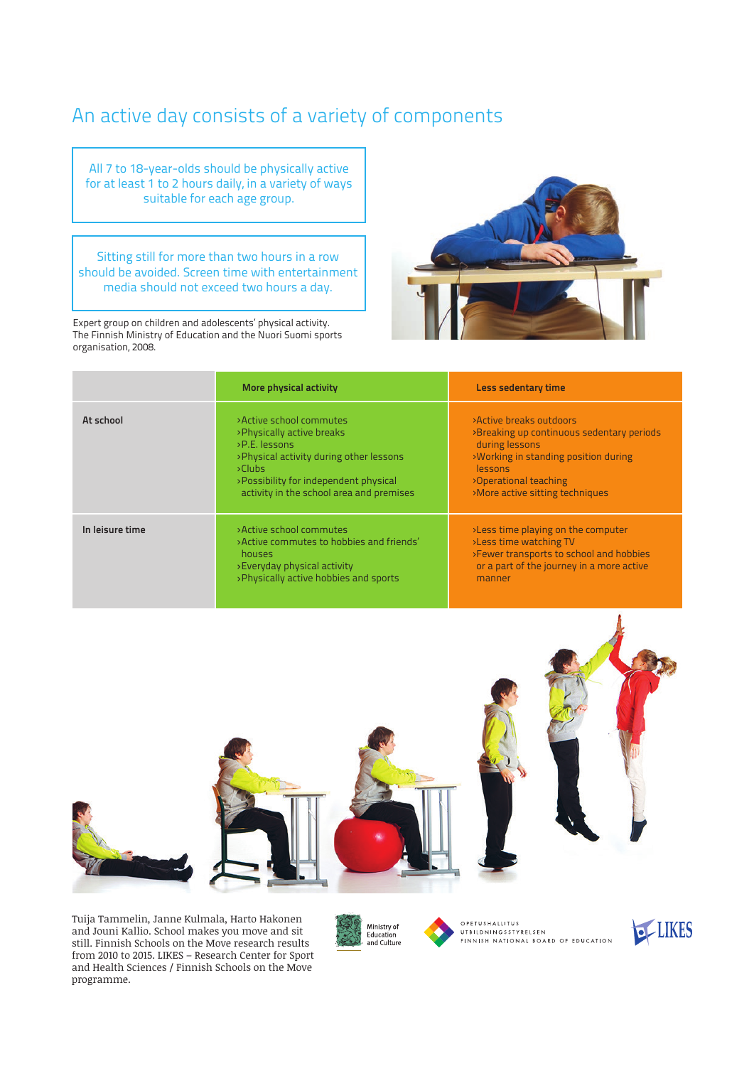# An active day consists of a variety of components

All 7 to 18-year-olds should be physically active for at least 1 to 2 hours daily, in a variety of ways suitable for each age group.

Sitting still for more than two hours in a row should be avoided. Screen time with entertainment media should not exceed two hours a day.

Expert group on children and adolescents' physical activity.
The Finnish Ministry of Education and the Nuori Suomi sports organisation, 2008.

| | More physical activity | Less sedentary time |
|---|---|---|
| **At school** | ›Active school commutes<br>›Physically active breaks<br>›P.E. lessons<br>›Physical activity during other lessons<br>›Clubs<br>›Possibility for independent physical activity in the school area and premises | ›Active breaks outdoors<br>›Breaking up continuous sedentary periods during lessons<br>›Working in standing position during lessons<br>›Operational teaching<br>›More active sitting techniques |
| **In leisure time** | ›Active school commutes<br>›Active commutes to hobbies and friends' houses<br>›Everyday physical activity<br>›Physically active hobbies and sports | ›Less time playing on the computer<br>›Less time watching TV<br>›Fewer transports to school and hobbies or a part of the journey in a more active manner |

Tuija Tammelin, Janne Kulmala, Harto Hakonen and Jouni Kallio. School makes you move and sit still. Finnish Schools on the Move research results from 2010 to 2015. LIKES – Research Center for Sport and Health Sciences / Finnish Schools on the Move programme.

Ministry of Education and Culture

OPETUSHALLITUS
UTBILDNINGSSTYRELSEN
FINNISH NATIONAL BOARD OF EDUCATION

LIKES